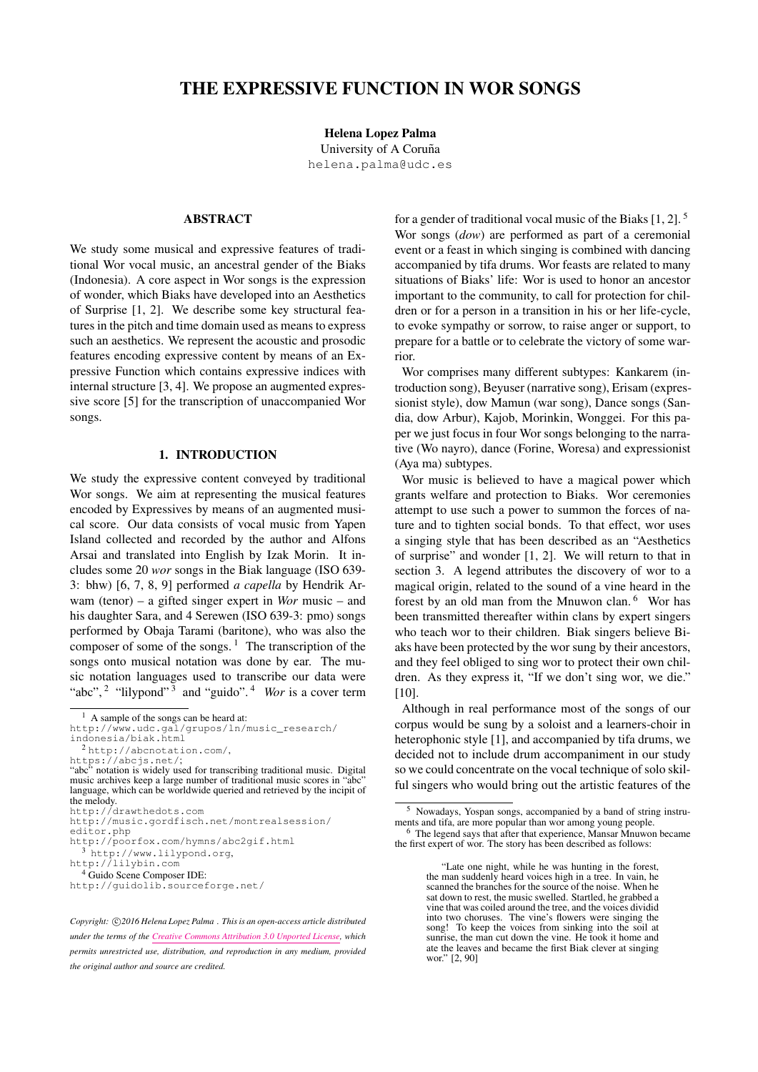# THE EXPRESSIVE FUNCTION IN WOR SONGS

**Helena Lopez Palma**
University of A Coruña
helena.palma@udc.es

## ABSTRACT

We study some musical and expressive features of traditional Wor vocal music, an ancestral gender of the Biaks (Indonesia). A core aspect in Wor songs is the expression of wonder, which Biaks have developed into an Aesthetics of Surprise [1, 2]. We describe some key structural features in the pitch and time domain used as means to express such an aesthetics. We represent the acoustic and prosodic features encoding expressive content by means of an Expressive Function which contains expressive indices with internal structure [3, 4]. We propose an augmented expressive score [5] for the transcription of unaccompanied Wor songs.

## 1. INTRODUCTION

We study the expressive content conveyed by traditional Wor songs. We aim at representing the musical features encoded by Expressives by means of an augmented musical score. Our data consists of vocal music from Yapen Island collected and recorded by the author and Alfons Arsai and translated into English by Izak Morin. It includes some 20 *wor* songs in the Biak language (ISO 639-3: bhw) [6, 7, 8, 9] performed *a capella* by Hendrik Arwam (tenor) – a gifted singer expert in *Wor* music – and his daughter Sara, and 4 Serewen (ISO 639-3: pmo) songs performed by Obaja Tarami (baritone), who was also the composer of some of the songs. [1] The transcription of the songs onto musical notation was done by ear. The music notation languages used to transcribe our data were "abc", [2] "lilypond" [3] and "guido". [4] *Wor* is a cover term for a gender of traditional vocal music of the Biaks [1, 2]. [5] Wor songs (*dow*) are performed as part of a ceremonial event or a feast in which singing is combined with dancing accompanied by tifa drums. Wor feasts are related to many situations of Biaks' life: Wor is used to honor an ancestor important to the community, to call for protection for children or for a person in a transition in his or her life-cycle, to evoke sympathy or sorrow, to raise anger or support, to prepare for a battle or to celebrate the victory of some warrior.

Wor comprises many different subtypes: Kankarem (introduction song), Beyuser (narrative song), Erisam (expressionist style), dow Mamun (war song), Dance songs (Sandia, dow Arbur), Kajob, Morinkin, Wonggei. For this paper we just focus in four Wor songs belonging to the narrative (Wo nayro), dance (Forine, Woresa) and expressionist (Aya ma) subtypes.

Wor music is believed to have a magical power which grants welfare and protection to Biaks. Wor ceremonies attempt to use such a power to summon the forces of nature and to tighten social bonds. Wor uses a singing style that has been described as an "Aesthetics of surprise" and wonder [1, 2]. We will return to that in section 3. A legend attributes the discovery of wor to a magical origin, related to the sound of a vine heard in the forest by an old man from the Mnuwon clan. [6] Wor has been transmitted thereafter within clans by expert singers who teach wor to their children. Biak singers believe Biaks have been protected by the wor sung by their ancestors, and they feel obliged to sing wor to protect their own children. As they express it, "If we don't sing wor, we die." [10].

Although in real performance most of the songs of our corpus would be sung by a soloist and a learners-choir in heterophonic style [1], and accompanied by tifa drums, we decided not to include drum accompaniment in our study so we could concentrate on the vocal technique of solo skilful singers who would bring out the artistic features of the

---

[1] A sample of the songs can be heard at: http://www.udc.gal/grupos/ln/music_research/indonesia/biak.html

[2] http://abcnotation.com/, https://abcjs.net/; "abc" notation is widely used for transcribing traditional music. Digital music archives keep a large number of traditional music scores in "abc" language, which can be worldwide queried and retrieved by the incipit of the melody. http://drawthedots.com http://music.gordfisch.net/montrealsession/editor.php http://poorfox.com/hymns/abc2gif.html

[3] http://www.lilypond.org, http://lilybin.com

[4] Guido Scene Composer IDE: http://guidolib.sourceforge.net/

[5] Nowadays, Yospan songs, accompanied by a band of string instruments and tifa, are more popular than wor among young people.

[6] The legend says that after that experience, Mansar Mnuwon became the first expert of wor. The story has been described as follows:

> "Late one night, while he was hunting in the forest, the man suddenly heard voices high in a tree. In vain, he scanned the branches for the source of the noise. When he sat down to rest, the music swelled. Startled, he grabbed a vine that was coiled around the tree, and the voices dividid into two choruses. The vine's flowers were singing the song! To keep the voices from sinking into the soil at sunrise, the man cut down the vine. He took it home and ate the leaves and became the first Biak clever at singing wor." [2, 90]

*Copyright: ©2016 Helena Lopez Palma . This is an open-access article distributed under the terms of the Creative Commons Attribution 3.0 Unported License, which permits unrestricted use, distribution, and reproduction in any medium, provided the original author and source are credited.*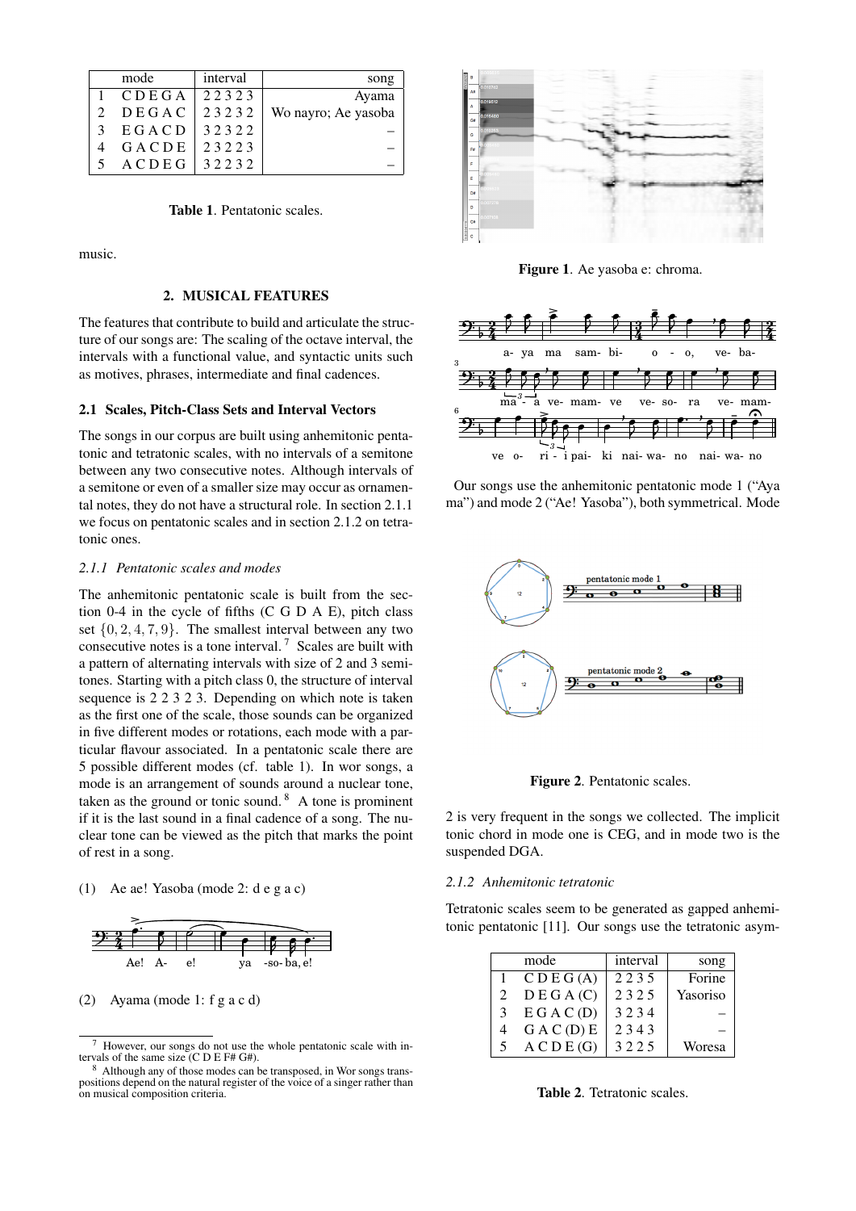| | mode | interval | song |
|---|---|---|---|
| 1 | C D E G A | 2 2 3 2 3 | Ayama |
| 2 | D E G A C | 2 3 2 3 2 | Wo nayro; Ae yasoba |
| 3 | E G A C D | 3 2 3 2 2 | – |
| 4 | G A C D E | 2 3 2 2 3 | – |
| 5 | A C D E G | 3 2 2 3 2 | – |

**Table 1**. Pentatonic scales.

music.

## 2. MUSICAL FEATURES

The features that contribute to build and articulate the structure of our songs are: The scaling of the octave interval, the intervals with a functional value, and syntactic units such as motives, phrases, intermediate and final cadences.

### 2.1 Scales, Pitch-Class Sets and Interval Vectors

The songs in our corpus are built using anhemitonic pentatonic and tetratonic scales, with no intervals of a semitone between any two consecutive notes. Although intervals of a semitone or even of a smaller size may occur as ornamental notes, they do not have a structural role. In section 2.1.1 we focus on pentatonic scales and in section 2.1.2 on tetratonic ones.

#### *2.1.1 Pentatonic scales and modes*

The anhemitonic pentatonic scale is built from the section 0-4 in the cycle of fifths (C G D A E), pitch class set $\{0, 2, 4, 7, 9\}$. The smallest interval between any two consecutive notes is a tone interval.[7] Scales are built with a pattern of alternating intervals with size of 2 and 3 semitones. Starting with a pitch class 0, the structure of interval sequence is 2 2 3 2 3. Depending on which note is taken as the first one of the scale, those sounds can be organized in five different modes or rotations, each mode with a particular flavour associated. In a pentatonic scale there are 5 possible different modes (cf. table 1). In wor songs, a mode is an arrangement of sounds around a nuclear tone, taken as the ground or tonic sound.[8] A tone is prominent if it is the last sound in a final cadence of a song. The nuclear tone can be viewed as the pitch that marks the point of rest in a song.

(1) Ae ae! Yasoba (mode 2: d e g a c)

(2) Ayama (mode 1: f g a c d)

**Figure 1**. Ae yasoba e: chroma.

Our songs use the anhemitonic pentatonic mode 1 ("Ayama") and mode 2 ("Ae! Yasoba"), both symmetrical. Mode

**Figure 2**. Pentatonic scales.

2 is very frequent in the songs we collected. The implicit tonic chord in mode one is CEG, and in mode two is the suspended DGA.

#### *2.1.2 Anhemitonic tetratonic*

Tetratonic scales seem to be generated as gapped anhemitonic pentatonic [11]. Our songs use the tetratonic asym-

| | mode | interval | song |
|---|---|---|---|
| 1 | C D E G (A) | 2 2 3 5 | Forine |
| 2 | D E G A (C) | 2 3 2 5 | Yasoriso |
| 3 | E G A C (D) | 3 2 3 4 | – |
| 4 | G A C (D) E | 2 3 4 3 | – |
| 5 | A C D E (G) | 3 2 2 5 | Woresa |

**Table 2**. Tetratonic scales.

[7] However, our songs do not use the whole pentatonic scale with intervals of the same size (C D E F# G#).

[8] Although any of those modes can be transposed, in Wor songs transpositions depend on the natural register of the voice of a singer rather than on musical composition criteria.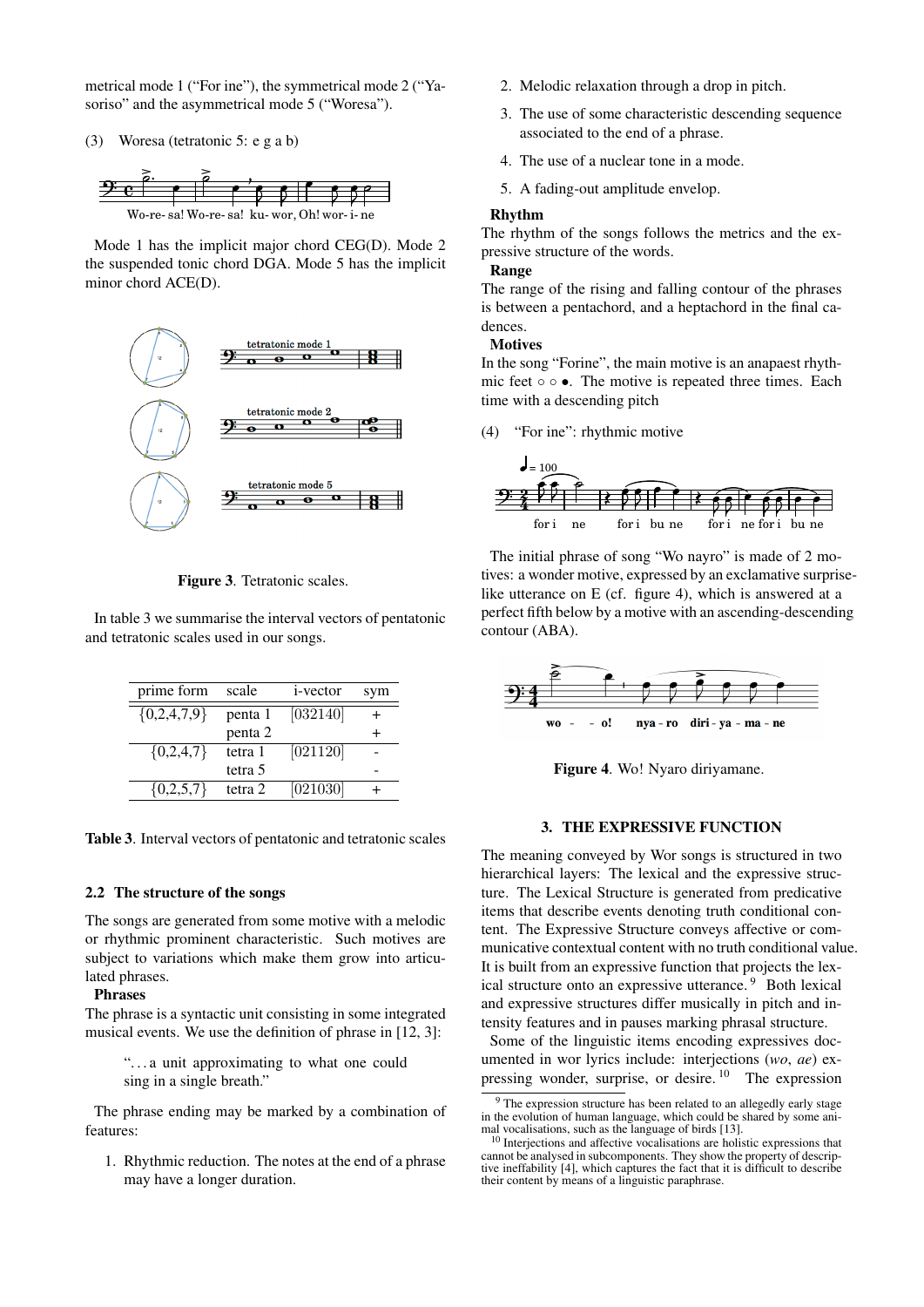metrical mode 1 (“For ine”), the symmetrical mode 2 (“Yasoriso” and the asymmetrical mode 5 (“Woresa”).

(3) Woresa (tetratonic 5: e g a b)

Wo-re- sa! Wo-re- sa! ku- wor, Oh! wor- i- ne

Mode 1 has the implicit major chord CEG(D). Mode 2 the suspended tonic chord DGA. Mode 5 has the implicit minor chord ACE(D).

**Figure 3**. Tetratonic scales.

In table 3 we summarise the interval vectors of pentatonic and tetratonic scales used in our songs.

| prime form | scale | i-vector | sym |
|---|---|---|---|
| {0,2,4,7,9} | penta 1 | [032140] | + |
| | penta 2 | | + |
| {0,2,4,7} | tetra 1 | [021120] | - |
| | tetra 5 | | - |
| {0,2,5,7} | tetra 2 | [021030] | + |

**Table 3**. Interval vectors of pentatonic and tetratonic scales

### 2.2 The structure of the songs

The songs are generated from some motive with a melodic or rhythmic prominent characteristic. Such motives are subject to variations which make them grow into articulated phrases.

**Phrases**

The phrase is a syntactic unit consisting in some integrated musical events. We use the definition of phrase in [12, 3]:

> “. . . a unit approximating to what one could sing in a single breath.”

The phrase ending may be marked by a combination of features:

1. Rhythmic reduction. The notes at the end of a phrase may have a longer duration.
2. Melodic relaxation through a drop in pitch.
3. The use of some characteristic descending sequence associated to the end of a phrase.
4. The use of a nuclear tone in a mode.
5. A fading-out amplitude envelop.

**Rhythm**

The rhythm of the songs follows the metrics and the expressive structure of the words.

**Range**

The range of the rising and falling contour of the phrases is between a pentachord, and a heptachord in the final cadences.

**Motives**

In the song “Forine”, the main motive is an anapaest rhythmic feet ○ ○ ●. The motive is repeated three times. Each time with a descending pitch

(4) “For ine”: rhythmic motive

♩= 100

for i ne for i bu ne for i ne for i bu ne

The initial phrase of song “Wo nayro” is made of 2 motives: a wonder motive, expressed by an exclamative surprise-like utterance on E (cf. figure 4), which is answered at a perfect fifth below by a motive with an ascending-descending contour (ABA).

wo - - o! nya - ro diri - ya - ma - ne

**Figure 4**. Wo! Nyaro diriyamane.

## 3. THE EXPRESSIVE FUNCTION

The meaning conveyed by Wor songs is structured in two hierarchical layers: The lexical and the expressive structure. The Lexical Structure is generated from predicative items that describe events denoting truth conditional content. The Expressive Structure conveys affective or communicative contextual content with no truth conditional value. It is built from an expressive function that projects the lexical structure onto an expressive utterance. [9] Both lexical and expressive structures differ musically in pitch and intensity features and in pauses marking phrasal structure.

Some of the linguistic items encoding expressives documented in wor lyrics include: interjections (*wo*, *ae*) expressing wonder, surprise, or desire. [10] The expression

[9] The expression structure has been related to an allegedly early stage in the evolution of human language, which could be shared by some animal vocalisations, such as the language of birds [13].

[10] Interjections and affective vocalisations are holistic expressions that cannot be analysed in subcomponents. They show the property of descriptive ineffability [4], which captures the fact that it is difficult to describe their content by means of a linguistic paraphrase.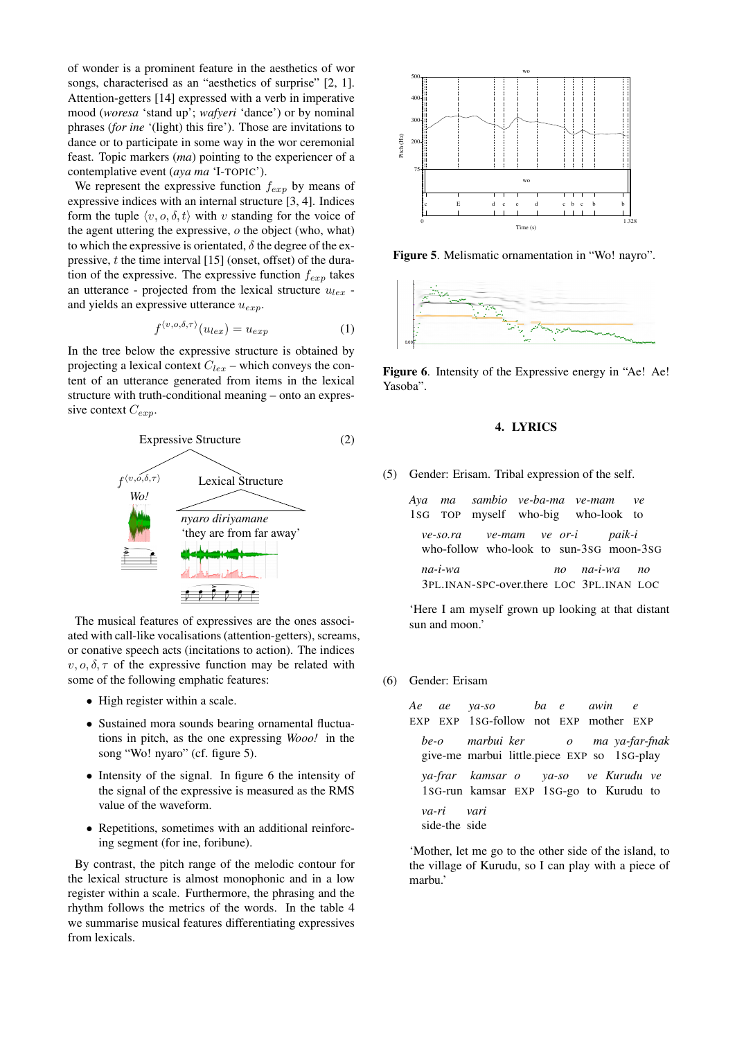of wonder is a prominent feature in the aesthetics of wor songs, characterised as an "aesthetics of surprise" [2, 1]. Attention-getters [14] expressed with a verb in imperative mood (*woresa* 'stand up'; *wafyeri* 'dance') or by nominal phrases (*for ine* '(light) this fire'). Those are invitations to dance or to participate in some way in the wor ceremonial feast. Topic markers (*ma*) pointing to the experiencer of a contemplative event (*aya ma* 'I-TOPIC').

We represent the expressive function $f_{exp}$ by means of expressive indices with an internal structure [3, 4]. Indices form the tuple $\langle v, o, \delta, t \rangle$ with $v$ standing for the voice of the agent uttering the expressive, $o$ the object (who, what) to which the expressive is orientated, $\delta$ the degree of the expressive, $t$ the time interval [15] (onset, offset) of the duration of the expressive. The expressive function $f_{exp}$ takes an utterance - projected from the lexical structure $u_{lex}$ - and yields an expressive utterance $u_{exp}$.

$$f^{\langle v,o,\delta,\tau \rangle}(u_{lex}) = u_{exp} \quad (1)$$

In the tree below the expressive structure is obtained by projecting a lexical context $C_{lex}$ – which conveys the content of an utterance generated from items in the lexical structure with truth-conditional meaning – onto an expressive context $C_{exp}$.

(2)

Expressive Structure
- $f^{\langle v,o,\delta,\tau \rangle}$ *Wo!*
- Lexical Structure
  - *nyaro diriyamane* 'they are from far away'

The musical features of expressives are the ones associated with call-like vocalisations (attention-getters), screams, or conative speech acts (incitations to action). The indices $v, o, \delta, \tau$ of the expressive function may be related with some of the following emphatic features:

- High register within a scale.
- Sustained mora sounds bearing ornamental fluctuations in pitch, as the one expressing *Wooo!* in the song "Wo! nyaro" (cf. figure 5).
- Intensity of the signal. In figure 6 the intensity of the signal of the expressive is measured as the RMS value of the waveform.
- Repetitions, sometimes with an additional reinforcing segment (for ine, foribune).

By contrast, the pitch range of the melodic contour for the lexical structure is almost monophonic and in a low register within a scale. Furthermore, the phrasing and the rhythm follows the metrics of the words. In the table 4 we summarise musical features differentiating expressives from lexicals.

**Figure 5**. Melismatic ornamentation in "Wo! nayro".

**Figure 6**. Intensity of the Expressive energy in "Ae! Ae! Yasoba".

## 4. LYRICS

(5) Gender: Erisam. Tribal expression of the self.

*Aya ma sambio ve-ba-ma ve-mam ve*
1SG TOP myself who-big who-look to

*ve-so.ra ve-mam ve or-i paik-i*
who-follow who-look to sun-3SG moon-3SG

*na-i-wa no na-i-wa no*
3PL.INAN-SPC-over.there LOC 3PL.INAN LOC

'Here I am myself grown up looking at that distant sun and moon.'

(6) Gender: Erisam

*Ae ae ya-so ba e awin e*
EXP EXP 1SG-follow not EXP mother EXP

*be-o marbui ker o ma ya-far-fnak*
give-me marbui little.piece EXP so 1SG-play

*ya-frar kamsar o ya-so ve Kurudu ve*
1SG-run kamsar EXP 1SG-go to Kurudu to

*va-ri vari*
side-the side

'Mother, let me go to the other side of the island, to the village of Kurudu, so I can play with a piece of marbu.'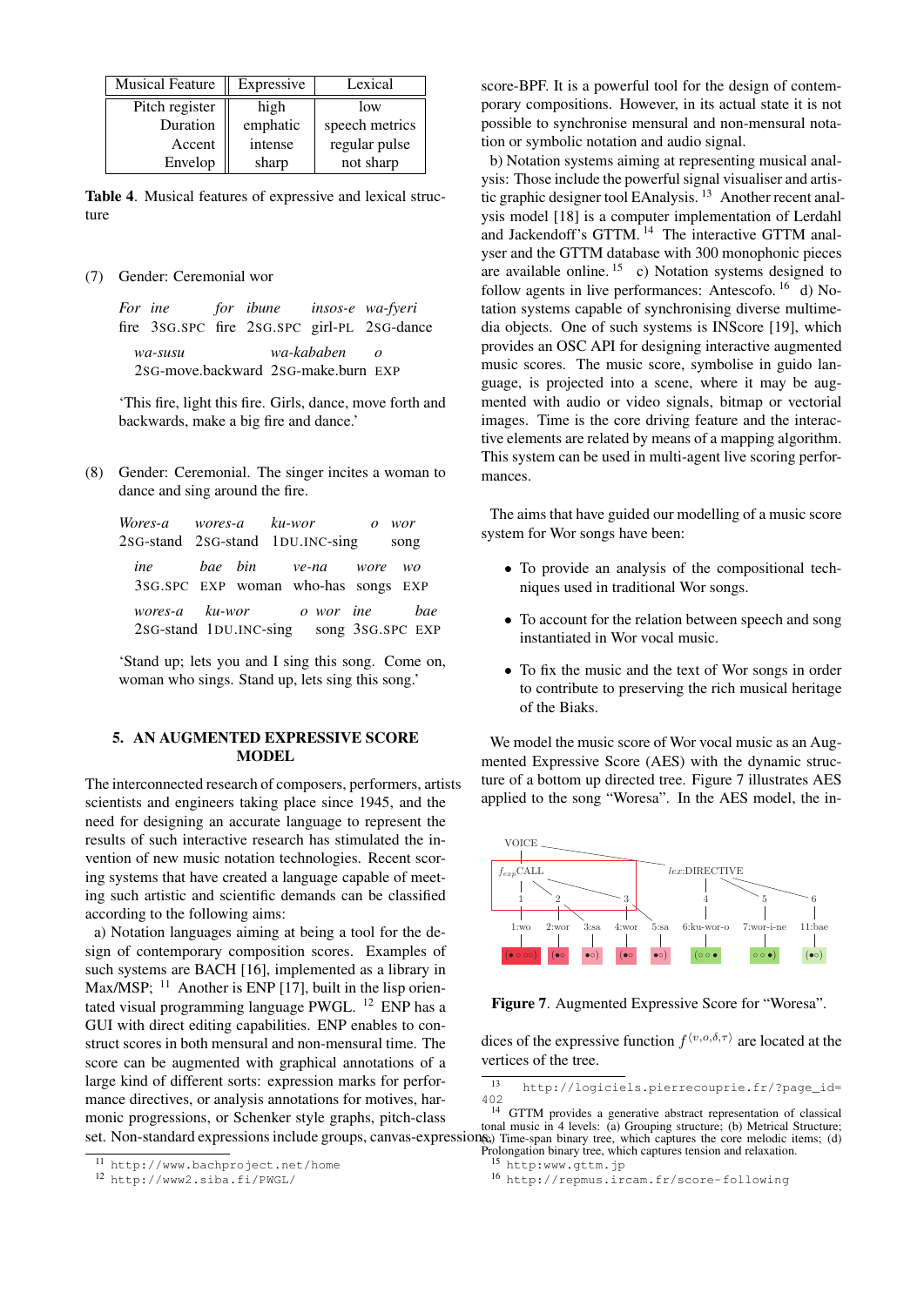| Musical Feature | Expressive | Lexical |
|---|---|---|
| Pitch register | high | low |
| Duration | emphatic | speech metrics |
| Accent | intense | regular pulse |
| Envelop | sharp | not sharp |

**Table 4**. Musical features of expressive and lexical structure

(7) Gender: Ceremonial wor

*For ine for ibune insos-e wa-fyeri*
fire 3SG.SPC fire 2SG.SPC girl-PL 2SG-dance

*wa-susu wa-kababen o*
2SG-move.backward 2SG-make.burn EXP

'This fire, light this fire. Girls, dance, move forth and backwards, make a big fire and dance.'

(8) Gender: Ceremonial. The singer incites a woman to dance and sing around the fire.

*Wores-a wores-a ku-wor o wor*
2SG-stand 2SG-stand 1DU.INC-sing song

*ine bae bin ve-na wore wo*
3SG.SPC EXP woman who-has songs EXP

*wores-a ku-wor o wor ine bae*
2SG-stand 1DU.INC-sing song 3SG.SPC EXP

'Stand up; lets you and I sing this song. Come on, woman who sings. Stand up, lets sing this song.'

## 5. AN AUGMENTED EXPRESSIVE SCORE MODEL

The interconnected research of composers, performers, artists scientists and engineers taking place since 1945, and the need for designing an accurate language to represent the results of such interactive research has stimulated the invention of new music notation technologies. Recent scoring systems that have created a language capable of meeting such artistic and scientific demands can be classified according to the following aims:

a) Notation languages aiming at being a tool for the design of contemporary composition scores. Examples of such systems are BACH [16], implemented as a library in Max/MSP; [11] Another is ENP [17], built in the lisp orientated visual programming language PWGL. [12] ENP has a GUI with direct editing capabilities. ENP enables to construct scores in both mensural and non-mensural time. The score can be augmented with graphical annotations of a large kind of different sorts: expression marks for performance directives, or analysis annotations for motives, harmonic progressions, or Schenker style graphs, pitch-class set. Non-standard expressions include groups, canvas-expressions, score-BPF. It is a powerful tool for the design of contemporary compositions. However, in its actual state it is not possible to synchronise mensural and non-mensural notation or symbolic notation and audio signal.

b) Notation systems aiming at representing musical analysis: Those include the powerful signal visualiser and artistic graphic designer tool EAnalysis. [13] Another recent analysis model [18] is a computer implementation of Lerdahl and Jackendoff's GTTM. [14] The interactive GTTM analyser and the GTTM database with 300 monophonic pieces are available online. [15] c) Notation systems designed to follow agents in live performances: Antescofo. [16] d) Notation systems capable of synchronising diverse multimedia objects. One of such systems is INScore [19], which provides an OSC API for designing interactive augmented music scores. The music score, symbolise in guido language, is projected into a scene, where it may be augmented with audio or video signals, bitmap or vectorial images. Time is the core driving feature and the interactive elements are related by means of a mapping algorithm. This system can be used in multi-agent live scoring performances.

The aims that have guided our modelling of a music score system for Wor songs have been:

- To provide an analysis of the compositional techniques used in traditional Wor songs.
- To account for the relation between speech and song instantiated in Wor vocal music.
- To fix the music and the text of Wor songs in order to contribute to preserving the rich musical heritage of the Biaks.

We model the music score of Wor vocal music as an Augmented Expressive Score (AES) with the dynamic structure of a bottom up directed tree. Figure 7 illustrates AES applied to the song "Woresa". In the AES model, the indices of the expressive function $f^{\langle v,o,\delta,\tau \rangle}$ are located at the vertices of the tree.

**Figure 7**. Augmented Expressive Score for "Woresa".

[11] http://www.bachproject.net/home

[12] http://www2.siba.fi/PWGL/

[13] http://logiciels.pierrecouprie.fr/?page_id=402

[14] GTTM provides a generative abstract representation of classical tonal music in 4 levels: (a) Grouping structure; (b) Metrical Structure; (c) Time-span binary tree, which captures the core melodic items; (d) Prolongation binary tree, which captures tension and relaxation.

[15] http:www.gttm.jp

[16] http://repmus.ircam.fr/score-following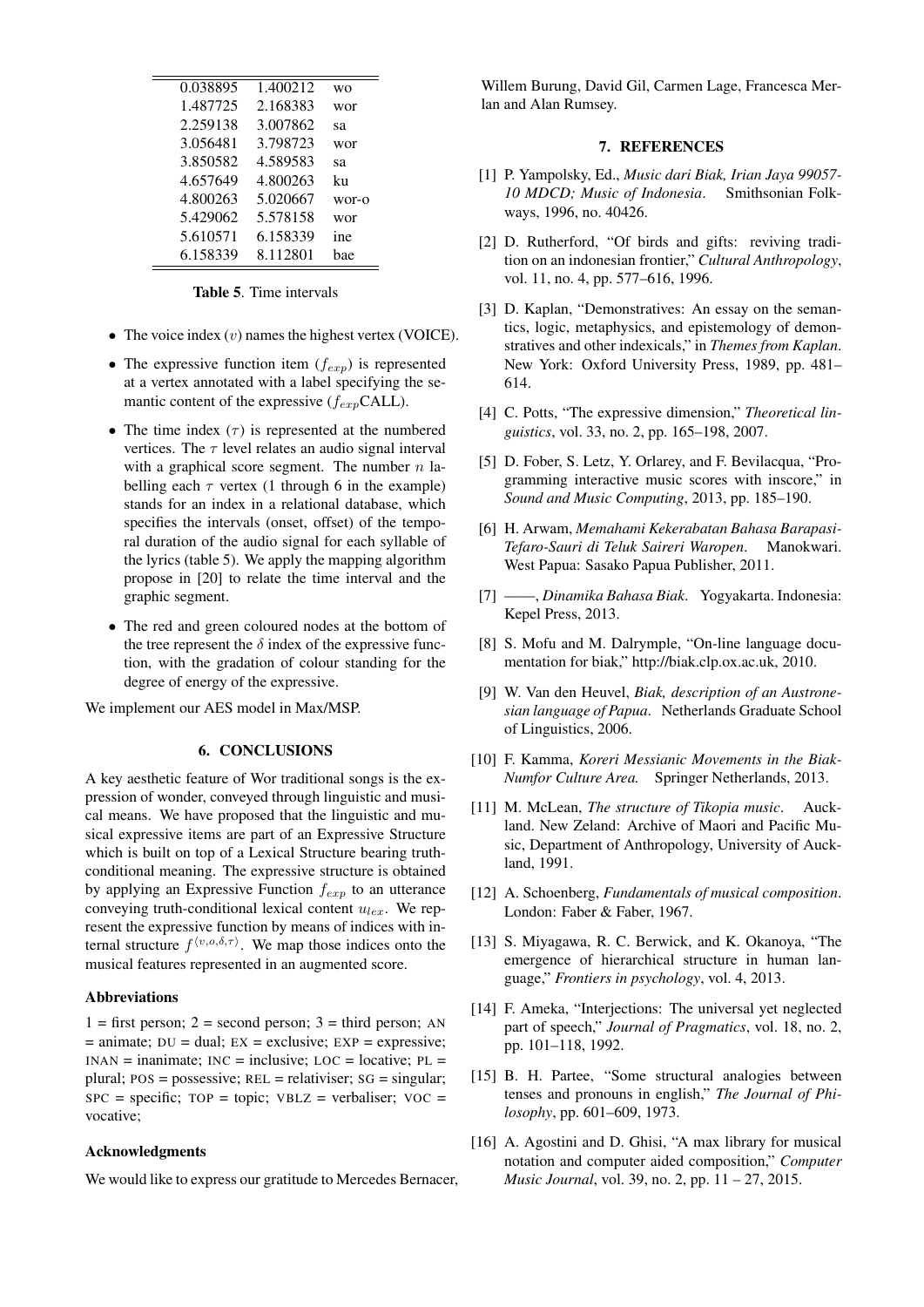| | | |
|---|---|---|
| 0.038895 | 1.400212 | wo |
| 1.487725 | 2.168383 | wor |
| 2.259138 | 3.007862 | sa |
| 3.056481 | 3.798723 | wor |
| 3.850582 | 4.589583 | sa |
| 4.657649 | 4.800263 | ku |
| 4.800263 | 5.020667 | wor-o |
| 5.429062 | 5.578158 | wor |
| 5.610571 | 6.158339 | ine |
| 6.158339 | 8.112801 | bae |

**Table 5**. Time intervals

- The voice index ($v$) names the highest vertex (VOICE).
- The expressive function item ($f_{exp}$) is represented at a vertex annotated with a label specifying the semantic content of the expressive ($f_{exp}$CALL).
- The time index ($\tau$) is represented at the numbered vertices. The $\tau$ level relates an audio signal interval with a graphical score segment. The number $n$ labelling each $\tau$ vertex (1 through 6 in the example) stands for an index in a relational database, which specifies the intervals (onset, offset) of the temporal duration of the audio signal for each syllable of the lyrics (table 5). We apply the mapping algorithm propose in [20] to relate the time interval and the graphic segment.
- The red and green coloured nodes at the bottom of the tree represent the $\delta$ index of the expressive function, with the gradation of colour standing for the degree of energy of the expressive.

We implement our AES model in Max/MSP.

## 6. CONCLUSIONS

A key aesthetic feature of Wor traditional songs is the expression of wonder, conveyed through linguistic and musical means. We have proposed that the linguistic and musical expressive items are part of an Expressive Structure which is built on top of a Lexical Structure bearing truth-conditional meaning. The expressive structure is obtained by applying an Expressive Function $f_{exp}$ to an utterance conveying truth-conditional lexical content $u_{lex}$. We represent the expressive function by means of indices with internal structure $f^{\langle v,o,\delta,\tau \rangle}$. We map those indices onto the musical features represented in an augmented score.

### Abbreviations

1 = first person; 2 = second person; 3 = third person; AN = animate; DU = dual; EX = exclusive; EXP = expressive; INAN = inanimate; INC = inclusive; LOC = locative; PL = plural; POS = possessive; REL = relativiser; SG = singular; SPC = specific; TOP = topic; VBLZ = verbaliser; VOC = vocative;

### Acknowledgments

We would like to express our gratitude to Mercedes Bernacer, Willem Burung, David Gil, Carmen Lage, Francesca Merlan and Alan Rumsey.

## 7. REFERENCES

[1] P. Yampolsky, Ed., *Music dari Biak, Irian Jaya 99057-10 MDCD; Music of Indonesia*. Smithsonian Folkways, 1996, no. 40426.

[2] D. Rutherford, "Of birds and gifts: reviving tradition on an indonesian frontier," *Cultural Anthropology*, vol. 11, no. 4, pp. 577–616, 1996.

[3] D. Kaplan, "Demonstratives: An essay on the semantics, logic, metaphysics, and epistemology of demonstratives and other indexicals," in *Themes from Kaplan*. New York: Oxford University Press, 1989, pp. 481–614.

[4] C. Potts, "The expressive dimension," *Theoretical linguistics*, vol. 33, no. 2, pp. 165–198, 2007.

[5] D. Fober, S. Letz, Y. Orlarey, and F. Bevilacqua, "Programming interactive music scores with inscore," in *Sound and Music Computing*, 2013, pp. 185–190.

[6] H. Arwam, *Memahami Kekerabatan Bahasa Barapasi-Tefaro-Sauri di Teluk Saireri Waropen*. Manokwari. West Papua: Sasako Papua Publisher, 2011.

[7] ——, *Dinamika Bahasa Biak*. Yogyakarta. Indonesia: Kepel Press, 2013.

[8] S. Mofu and M. Dalrymple, "On-line language documentation for biak," http://biak.clp.ox.ac.uk, 2010.

[9] W. Van den Heuvel, *Biak, description of an Austronesian language of Papua*. Netherlands Graduate School of Linguistics, 2006.

[10] F. Kamma, *Koreri Messianic Movements in the Biak-Numfor Culture Area.* Springer Netherlands, 2013.

[11] M. McLean, *The structure of Tikopia music*. Auckland. New Zeland: Archive of Maori and Pacific Music, Department of Anthropology, University of Auckland, 1991.

[12] A. Schoenberg, *Fundamentals of musical composition*. London: Faber & Faber, 1967.

[13] S. Miyagawa, R. C. Berwick, and K. Okanoya, "The emergence of hierarchical structure in human language," *Frontiers in psychology*, vol. 4, 2013.

[14] F. Ameka, "Interjections: The universal yet neglected part of speech," *Journal of Pragmatics*, vol. 18, no. 2, pp. 101–118, 1992.

[15] B. H. Partee, "Some structural analogies between tenses and pronouns in english," *The Journal of Philosophy*, pp. 601–609, 1973.

[16] A. Agostini and D. Ghisi, "A max library for musical notation and computer aided composition," *Computer Music Journal*, vol. 39, no. 2, pp. 11 – 27, 2015.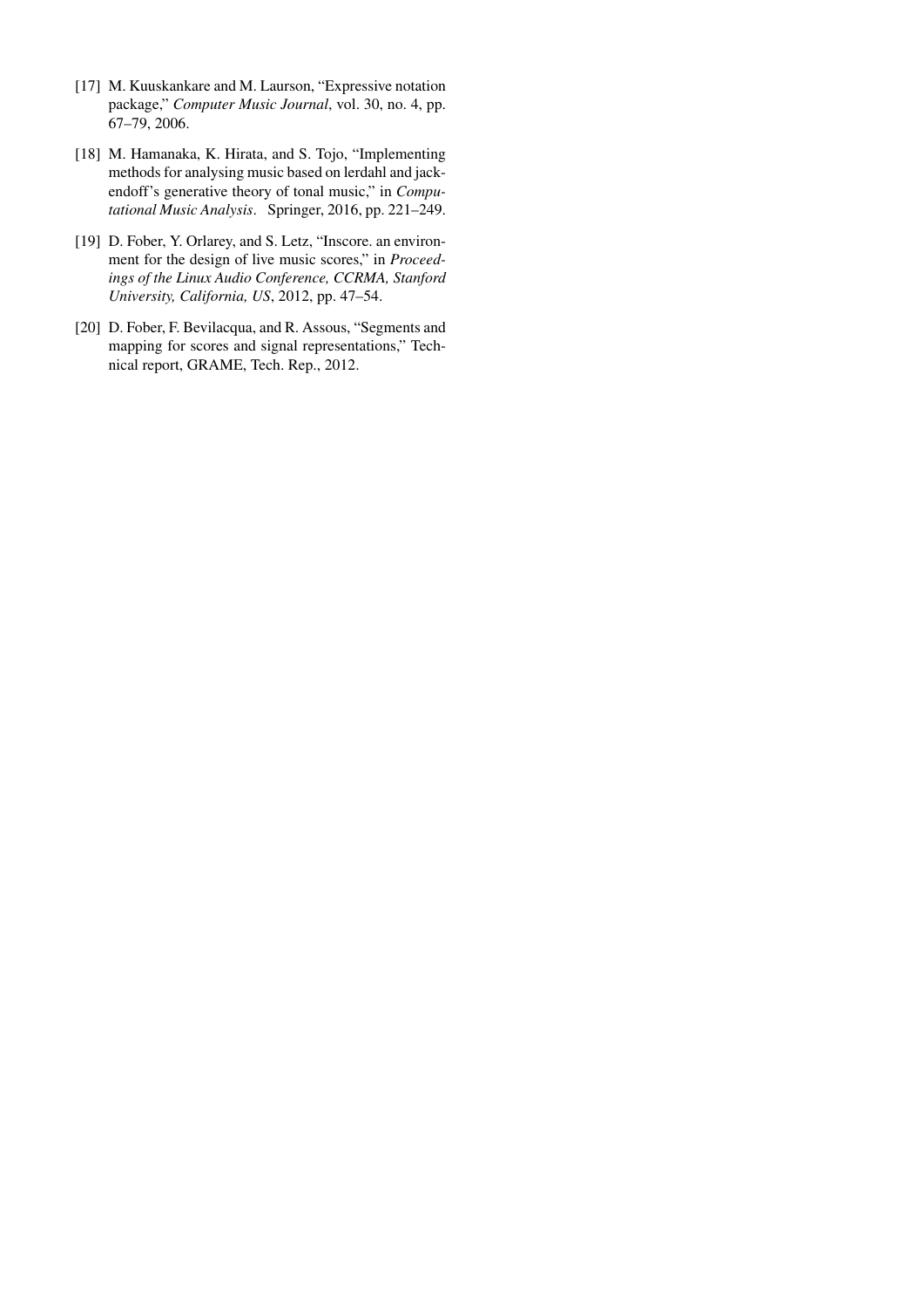[17] M. Kuuskankare and M. Laurson, "Expressive notation package," *Computer Music Journal*, vol. 30, no. 4, pp. 67–79, 2006.

[18] M. Hamanaka, K. Hirata, and S. Tojo, "Implementing methods for analysing music based on lerdahl and jackendoff's generative theory of tonal music," in *Computational Music Analysis*. Springer, 2016, pp. 221–249.

[19] D. Fober, Y. Orlarey, and S. Letz, "Inscore. an environment for the design of live music scores," in *Proceedings of the Linux Audio Conference, CCRMA, Stanford University, California, US*, 2012, pp. 47–54.

[20] D. Fober, F. Bevilacqua, and R. Assous, "Segments and mapping for scores and signal representations," Technical report, GRAME, Tech. Rep., 2012.